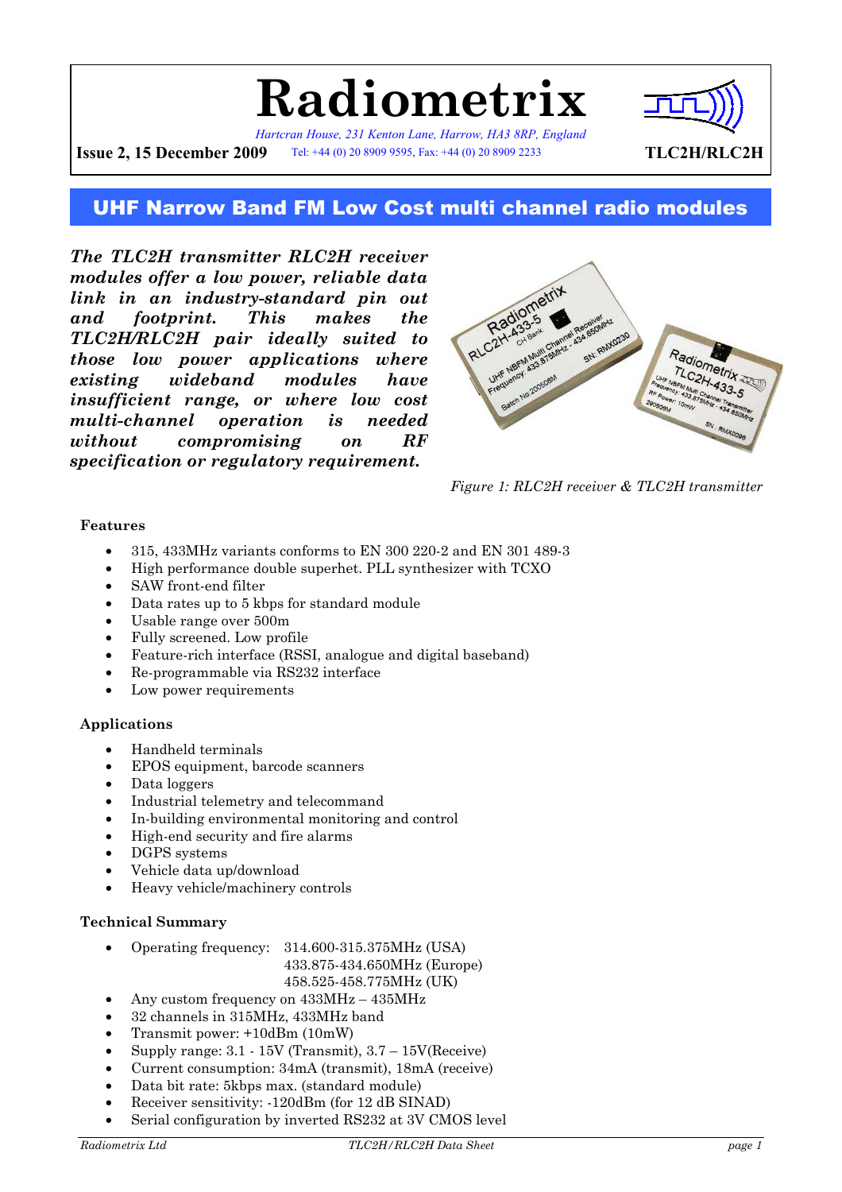# Radiometrix

*Hartcran House, 231 Kenton Lane, Harrow, HA3 8RP, England*

**Issue 2, 15 December 2009** Tel: +44 (0) 20 8909 9595, Fax: +44 (0) 20 8909 2233 **TLC2H/RLC2H**

## UHF Narrow Band FM Low Cost multi channel radio modules

***The TLC2H transmitter RLC2H receiver modules offer a low power, reliable data link in an industry-standard pin out and footprint. This makes the TLC2H/RLC2H pair ideally suited to those low power applications where existing wideband modules have insufficient range, or where low cost multi-channel operation is needed without compromising on RF specification or regulatory requirement.***

*Figure 1: RLC2H receiver & TLC2H transmitter*

### Features

- 315, 433MHz variants conforms to EN 300 220-2 and EN 301 489-3
- High performance double superhet. PLL synthesizer with TCXO
- SAW front-end filter
- Data rates up to 5 kbps for standard module
- Usable range over 500m
- Fully screened. Low profile
- Feature-rich interface (RSSI, analogue and digital baseband)
- Re-programmable via RS232 interface
- Low power requirements

### Applications

- Handheld terminals
- EPOS equipment, barcode scanners
- Data loggers
- Industrial telemetry and telecommand
- In-building environmental monitoring and control
- High-end security and fire alarms
- DGPS systems
- Vehicle data up/download
- Heavy vehicle/machinery controls

### Technical Summary

- Operating frequency: 314.600-315.375MHz (USA)
  433.875-434.650MHz (Europe)
  458.525-458.775MHz (UK)
- Any custom frequency on 433MHz – 435MHz
- 32 channels in 315MHz, 433MHz band
- Transmit power: +10dBm (10mW)
- Supply range: 3.1 - 15V (Transmit), 3.7 – 15V(Receive)
- Current consumption: 34mA (transmit), 18mA (receive)
- Data bit rate: 5kbps max. (standard module)
- Receiver sensitivity: -120dBm (for 12 dB SINAD)
- Serial configuration by inverted RS232 at 3V CMOS level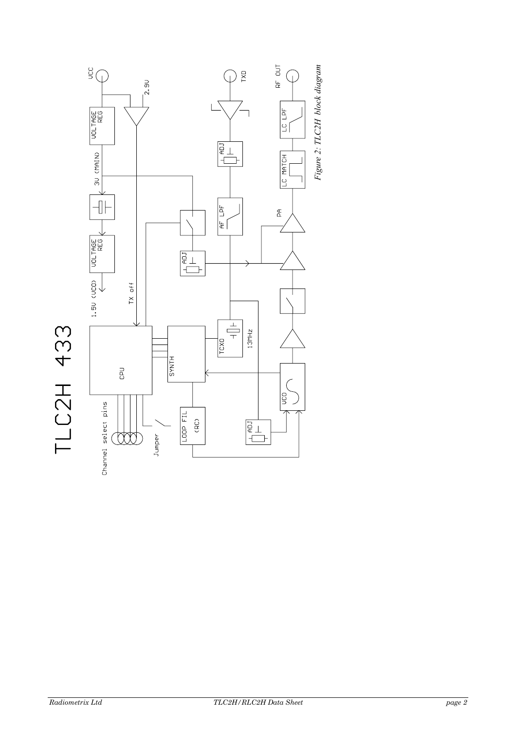# TLC2H 433

Figure 2: TLC2H block diagram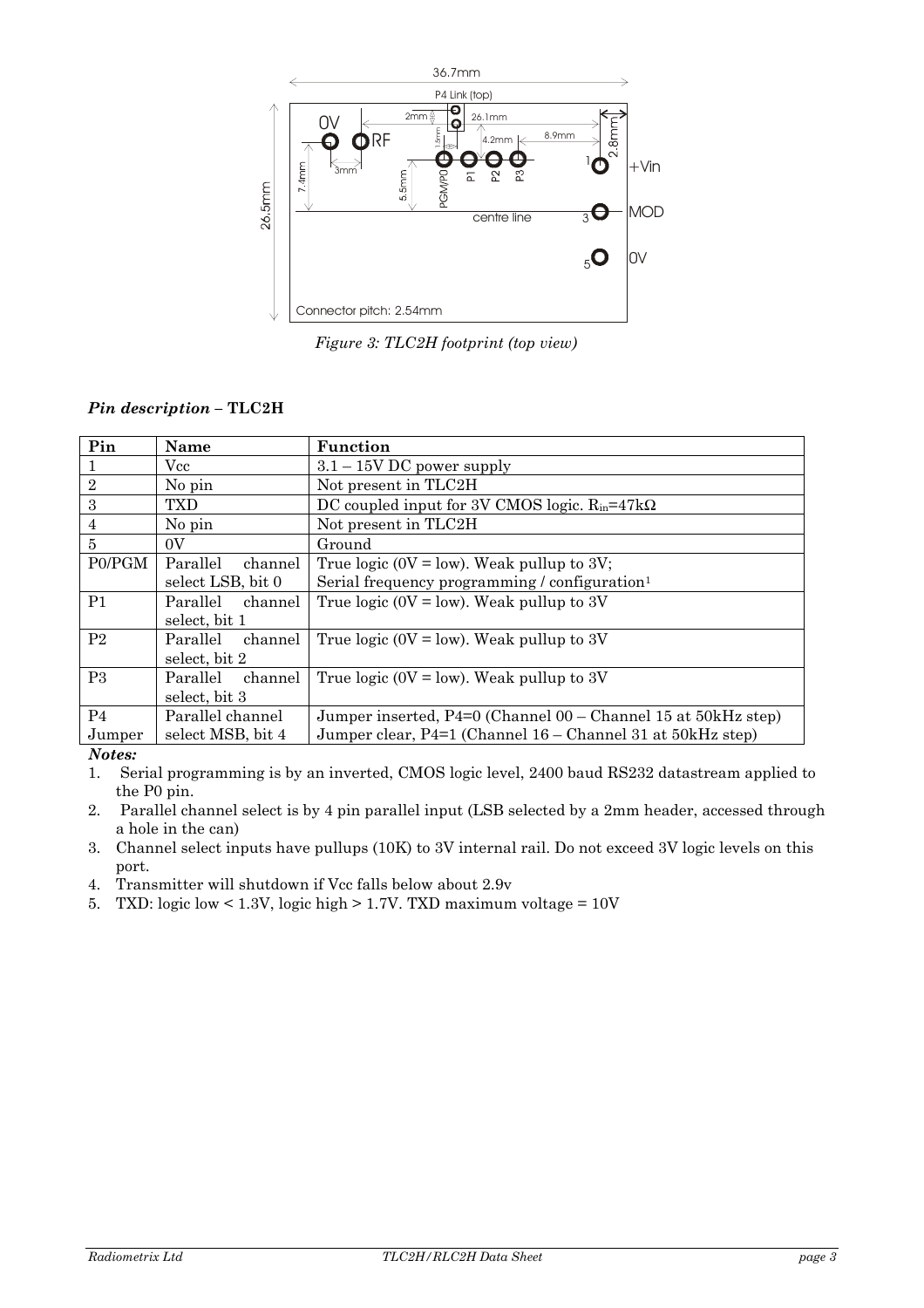*Figure 3: TLC2H footprint (top view)*

### *Pin description* – TLC2H

| Pin | Name | Function |
|---|---|---|
| 1 | Vcc | 3.1 – 15V DC power supply |
| 2 | No pin | Not present in TLC2H |
| 3 | TXD | DC coupled input for 3V CMOS logic. $R_{in}$=47kΩ |
| 4 | No pin | Not present in TLC2H |
| 5 | 0V | Ground |
| P0/PGM | Parallel channel select LSB, bit 0 | True logic (0V = low). Weak pullup to 3V; Serial frequency programming / configuration[1] |
| P1 | Parallel channel select, bit 1 | True logic (0V = low). Weak pullup to 3V |
| P2 | Parallel channel select, bit 2 | True logic (0V = low). Weak pullup to 3V |
| P3 | Parallel channel select, bit 3 | True logic (0V = low). Weak pullup to 3V |
| P4 Jumper | Parallel channel select MSB, bit 4 | Jumper inserted, P4=0 (Channel 00 – Channel 15 at 50kHz step) Jumper clear, P4=1 (Channel 16 – Channel 31 at 50kHz step) |

***Notes:***

1. Serial programming is by an inverted, CMOS logic level, 2400 baud RS232 datastream applied to the P0 pin.
2. Parallel channel select is by 4 pin parallel input (LSB selected by a 2mm header, accessed through a hole in the can)
3. Channel select inputs have pullups (10K) to 3V internal rail. Do not exceed 3V logic levels on this port.
4. Transmitter will shutdown if Vcc falls below about 2.9v
5. TXD: logic low < 1.3V, logic high > 1.7V. TXD maximum voltage = 10V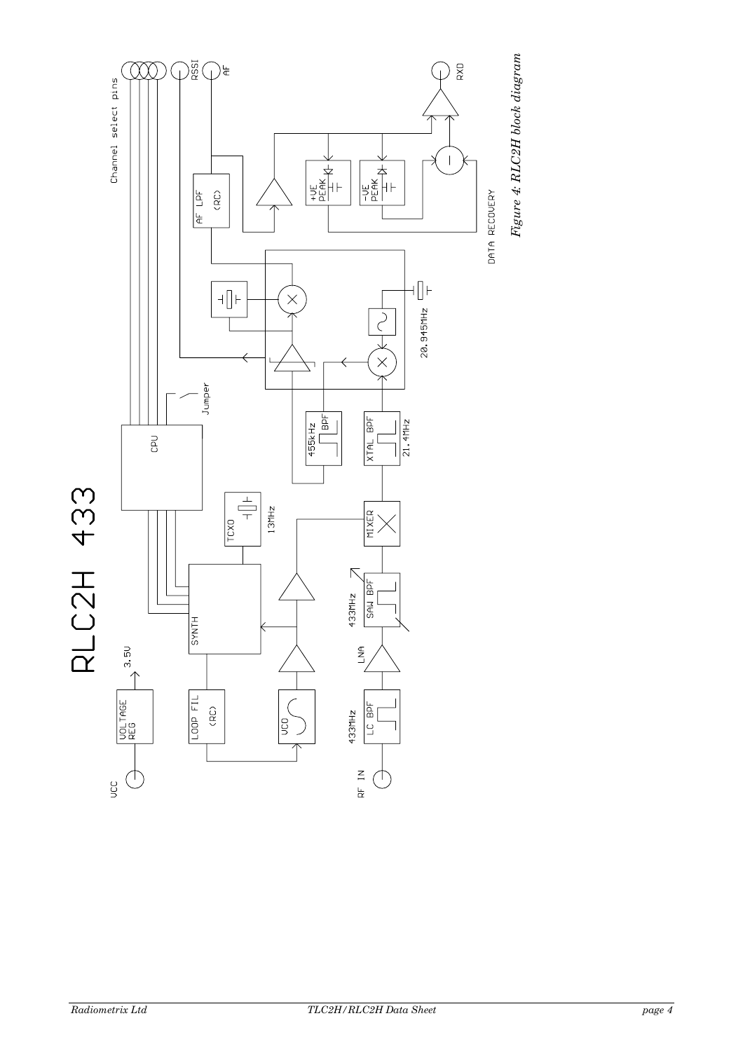*Figure 4: RLC2H block diagram*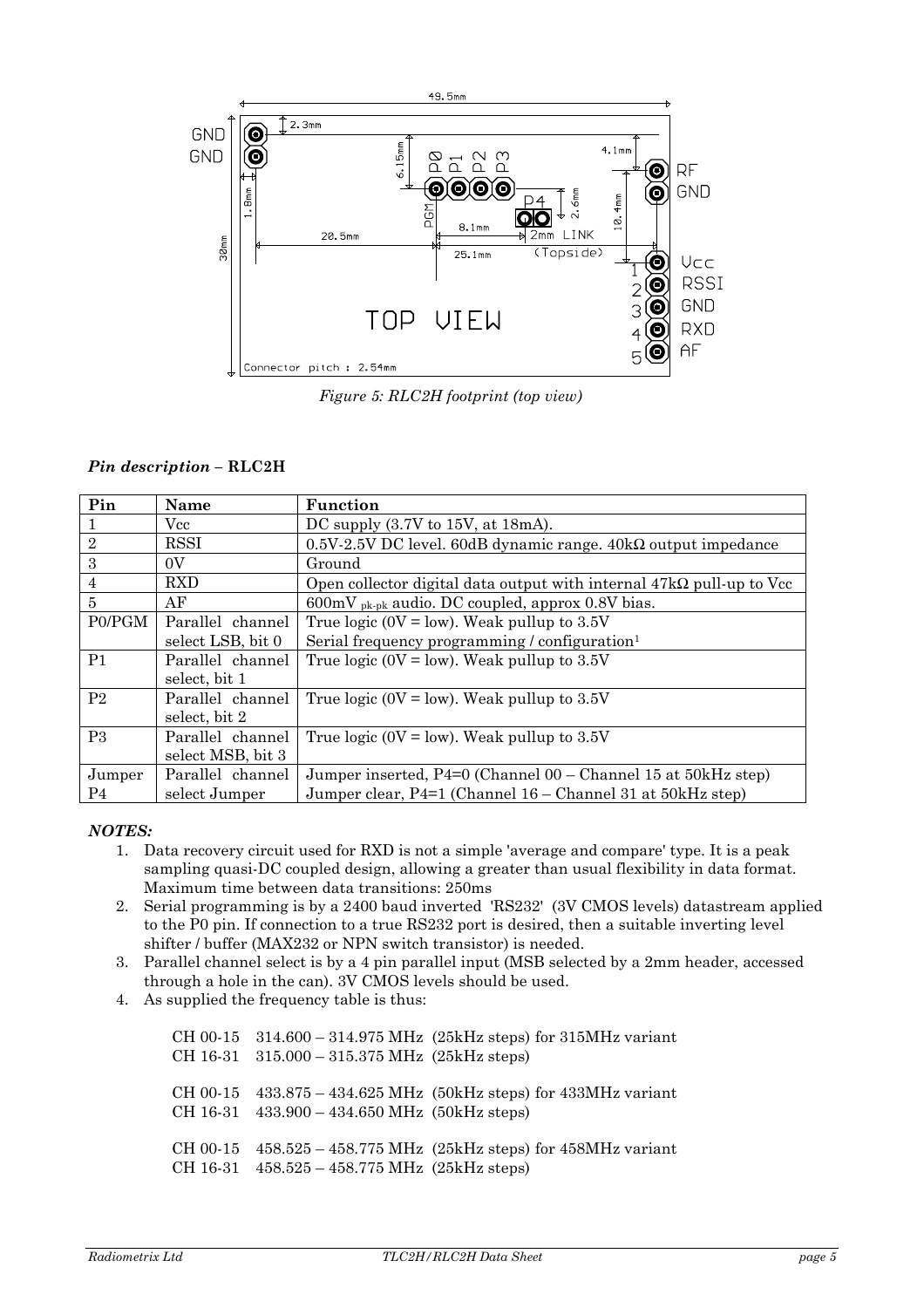*Figure 5: RLC2H footprint (top view)*

***Pin description* – RLC2H**

| Pin | Name | Function |
|---|---|---|
| 1 | Vcc | DC supply (3.7V to 15V, at 18mA). |
| 2 | RSSI | 0.5V-2.5V DC level. 60dB dynamic range. 40kΩ output impedance |
| 3 | 0V | Ground |
| 4 | RXD | Open collector digital data output with internal 47kΩ pull-up to Vcc |
| 5 | AF | 600mV $_{pk\text{-}pk}$ audio. DC coupled, approx 0.8V bias. |
| P0/PGM | Parallel channel select LSB, bit 0 | True logic (0V = low). Weak pullup to 3.5V<br>Serial frequency programming / configuration[1] |
| P1 | Parallel channel select, bit 1 | True logic (0V = low). Weak pullup to 3.5V |
| P2 | Parallel channel select, bit 2 | True logic (0V = low). Weak pullup to 3.5V |
| P3 | Parallel channel select MSB, bit 3 | True logic (0V = low). Weak pullup to 3.5V |
| Jumper P4 | Parallel channel select Jumper | Jumper inserted, P4=0 (Channel 00 – Channel 15 at 50kHz step)<br>Jumper clear, P4=1 (Channel 16 – Channel 31 at 50kHz step) |

***NOTES:***

1. Data recovery circuit used for RXD is not a simple 'average and compare' type. It is a peak sampling quasi-DC coupled design, allowing a greater than usual flexibility in data format. Maximum time between data transitions: 250ms
2. Serial programming is by a 2400 baud inverted 'RS232' (3V CMOS levels) datastream applied to the P0 pin. If connection to a true RS232 port is desired, then a suitable inverting level shifter / buffer (MAX232 or NPN switch transistor) is needed.
3. Parallel channel select is by a 4 pin parallel input (MSB selected by a 2mm header, accessed through a hole in the can). 3V CMOS levels should be used.
4. As supplied the frequency table is thus:

   CH 00-15   314.600 – 314.975 MHz (25kHz steps) for 315MHz variant
   CH 16-31   315.000 – 315.375 MHz (25kHz steps)

   CH 00-15   433.875 – 434.625 MHz (50kHz steps) for 433MHz variant
   CH 16-31   433.900 – 434.650 MHz (50kHz steps)

   CH 00-15   458.525 – 458.775 MHz (25kHz steps) for 458MHz variant
   CH 16-31   458.525 – 458.775 MHz (25kHz steps)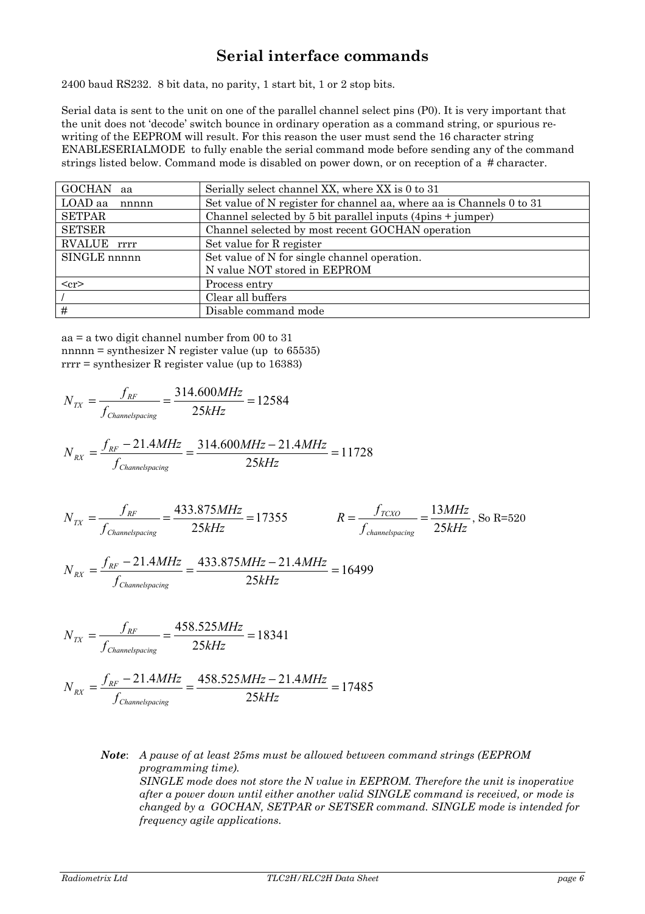## Serial interface commands

2400 baud RS232. 8 bit data, no parity, 1 start bit, 1 or 2 stop bits.

Serial data is sent to the unit on one of the parallel channel select pins (P0). It is very important that the unit does not 'decode' switch bounce in ordinary operation as a command string, or spurious re-writing of the EEPROM will result. For this reason the user must send the 16 character string ENABLESERIALMODE to fully enable the serial command mode before sending any of the command strings listed below. Command mode is disabled on power down, or on reception of a # character.

| Command | Description |
|---|---|
| GOCHAN aa | Serially select channel XX, where XX is 0 to 31 |
| LOAD aa nnnnn | Set value of N register for channel aa, where aa is Channels 0 to 31 |
| SETPAR | Channel selected by 5 bit parallel inputs (4pins + jumper) |
| SETSER | Channel selected by most recent GOCHAN operation |
| RVALUE rrrr | Set value for R register |
| SINGLE nnnnn | Set value of N for single channel operation.<br>N value NOT stored in EEPROM |
| <cr> | Process entry |
| / | Clear all buffers |
| # | Disable command mode |

aa = a two digit channel number from 00 to 31
nnnnn = synthesizer N register value (up to 65535)
rrrr = synthesizer R register value (up to 16383)

$$N_{TX} = \frac{f_{RF}}{f_{Channelspacing}} = \frac{314.600MHz}{25kHz} = 12584$$

$$N_{RX} = \frac{f_{RF} - 21.4MHz}{f_{Channelspacing}} = \frac{314.600MHz - 21.4MHz}{25kHz} = 11728$$

$$N_{TX} = \frac{f_{RF}}{f_{Channelspacing}} = \frac{433.875MHz}{25kHz} = 17355$$

$$R = \frac{f_{TCXO}}{f_{channelspacing}} = \frac{13MHz}{25kHz}, \text{ So R=520}$$

$$N_{RX} = \frac{f_{RF} - 21.4MHz}{f_{Channelspacing}} = \frac{433.875MHz - 21.4MHz}{25kHz} = 16499$$

$$N_{TX} = \frac{f_{RF}}{f_{Channelspacing}} = \frac{458.525MHz}{25kHz} = 18341$$

$$N_{RX} = \frac{f_{RF} - 21.4MHz}{f_{Channelspacing}} = \frac{458.525MHz - 21.4MHz}{25kHz} = 17485$$

***Note***: *A pause of at least 25ms must be allowed between command strings (EEPROM programming time).*
*SINGLE mode does not store the N value in EEPROM. Therefore the unit is inoperative after a power down until either another valid SINGLE command is received, or mode is changed by a GOCHAN, SETPAR or SETSER command. SINGLE mode is intended for frequency agile applications.*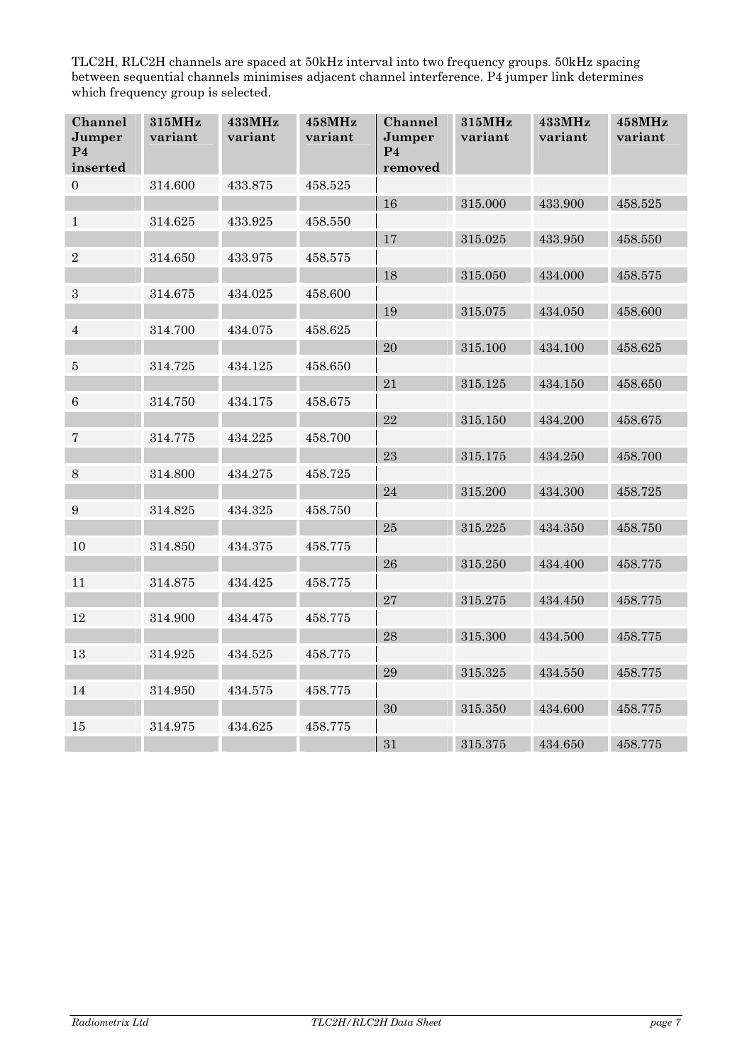TLC2H, RLC2H channels are spaced at 50kHz interval into two frequency groups. 50kHz spacing between sequential channels minimises adjacent channel interference. P4 jumper link determines which frequency group is selected.

| Channel Jumper P4 inserted | 315MHz variant | 433MHz variant | 458MHz variant | Channel Jumper P4 removed | 315MHz variant | 433MHz variant | 458MHz variant |
|---|---|---|---|---|---|---|---|
| 0 | 314.600 | 433.875 | 458.525 | | | | |
| | | | | 16 | 315.000 | 433.900 | 458.525 |
| 1 | 314.625 | 433.925 | 458.550 | | | | |
| | | | | 17 | 315.025 | 433.950 | 458.550 |
| 2 | 314.650 | 433.975 | 458.575 | | | | |
| | | | | 18 | 315.050 | 434.000 | 458.575 |
| 3 | 314.675 | 434.025 | 458.600 | | | | |
| | | | | 19 | 315.075 | 434.050 | 458.600 |
| 4 | 314.700 | 434.075 | 458.625 | | | | |
| | | | | 20 | 315.100 | 434.100 | 458.625 |
| 5 | 314.725 | 434.125 | 458.650 | | | | |
| | | | | 21 | 315.125 | 434.150 | 458.650 |
| 6 | 314.750 | 434.175 | 458.675 | | | | |
| | | | | 22 | 315.150 | 434.200 | 458.675 |
| 7 | 314.775 | 434.225 | 458.700 | | | | |
| | | | | 23 | 315.175 | 434.250 | 458.700 |
| 8 | 314.800 | 434.275 | 458.725 | | | | |
| | | | | 24 | 315.200 | 434.300 | 458.725 |
| 9 | 314.825 | 434.325 | 458.750 | | | | |
| | | | | 25 | 315.225 | 434.350 | 458.750 |
| 10 | 314.850 | 434.375 | 458.775 | | | | |
| | | | | 26 | 315.250 | 434.400 | 458.775 |
| 11 | 314.875 | 434.425 | 458.775 | | | | |
| | | | | 27 | 315.275 | 434.450 | 458.775 |
| 12 | 314.900 | 434.475 | 458.775 | | | | |
| | | | | 28 | 315.300 | 434.500 | 458.775 |
| 13 | 314.925 | 434.525 | 458.775 | | | | |
| | | | | 29 | 315.325 | 434.550 | 458.775 |
| 14 | 314.950 | 434.575 | 458.775 | | | | |
| | | | | 30 | 315.350 | 434.600 | 458.775 |
| 15 | 314.975 | 434.625 | 458.775 | | | | |
| | | | | 31 | 315.375 | 434.650 | 458.775 |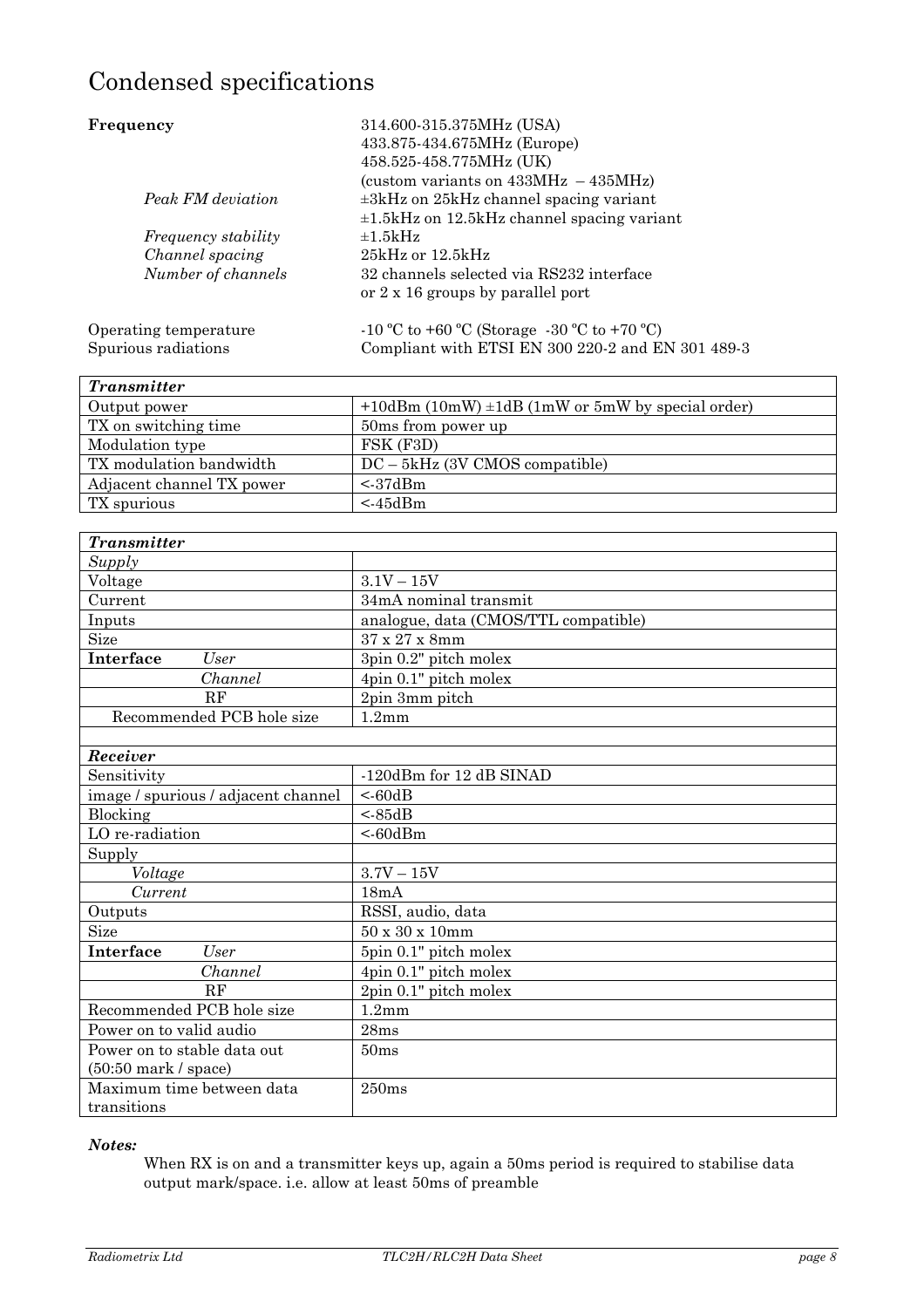# Condensed specifications

**Frequency** 314.600-315.375MHz (USA)
433.875-434.675MHz (Europe)
458.525-458.775MHz (UK)
(custom variants on 433MHz – 435MHz)

*Peak FM deviation* ±3kHz on 25kHz channel spacing variant
±1.5kHz on 12.5kHz channel spacing variant

*Frequency stability* ±1.5kHz

*Channel spacing* 25kHz or 12.5kHz

*Number of channels* 32 channels selected via RS232 interface
or 2 x 16 groups by parallel port

Operating temperature -10 ºC to +60 ºC (Storage -30 ºC to +70 ºC)

Spurious radiations Compliant with ETSI EN 300 220-2 and EN 301 489-3

| ***Transmitter*** | |
|---|---|
| Output power | +10dBm (10mW) ±1dB (1mW or 5mW by special order) |
| TX on switching time | 50ms from power up |
| Modulation type | FSK (F3D) |
| TX modulation bandwidth | DC – 5kHz (3V CMOS compatible) |
| Adjacent channel TX power | <-37dBm |
| TX spurious | <-45dBm |

| ***Transmitter*** | |
|---|---|
| *Supply* | |
| Voltage | 3.1V – 15V |
| Current | 34mA nominal transmit |
| Inputs | analogue, data (CMOS/TTL compatible) |
| Size | 37 x 27 x 8mm |
| **Interface** *User* | 3pin 0.2" pitch molex |
| *Channel* | 4pin 0.1" pitch molex |
| RF | 2pin 3mm pitch |
| Recommended PCB hole size | 1.2mm |
| | |
| ***Receiver*** | |
| Sensitivity | -120dBm for 12 dB SINAD |
| image / spurious / adjacent channel | <-60dB |
| Blocking | <-85dB |
| LO re-radiation | <-60dBm |
| Supply | |
| *Voltage* | 3.7V – 15V |
| *Current* | 18mA |
| Outputs | RSSI, audio, data |
| Size | 50 x 30 x 10mm |
| **Interface** *User* | 5pin 0.1" pitch molex |
| *Channel* | 4pin 0.1" pitch molex |
| RF | 2pin 0.1" pitch molex |
| Recommended PCB hole size | 1.2mm |
| Power on to valid audio | 28ms |
| Power on to stable data out (50:50 mark / space) | 50ms |
| Maximum time between data transitions | 250ms |

***Notes:***

When RX is on and a transmitter keys up, again a 50ms period is required to stabilise data output mark/space. i.e. allow at least 50ms of preamble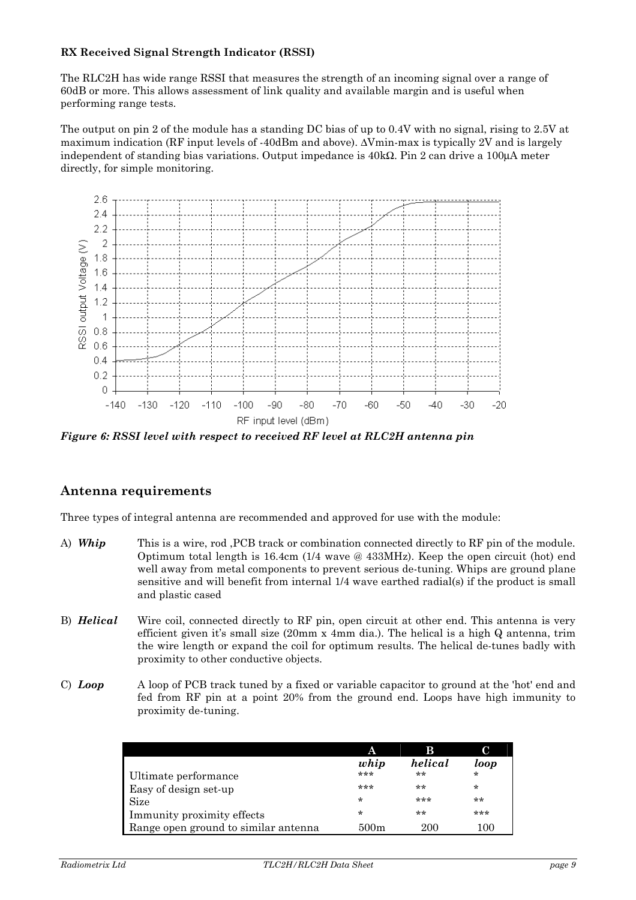**RX Received Signal Strength Indicator (RSSI)**

The RLC2H has wide range RSSI that measures the strength of an incoming signal over a range of 60dB or more. This allows assessment of link quality and available margin and is useful when performing range tests.

The output on pin 2 of the module has a standing DC bias of up to 0.4V with no signal, rising to 2.5V at maximum indication (RF input levels of -40dBm and above). ΔVmin-max is typically 2V and is largely independent of standing bias variations. Output impedance is 40kΩ. Pin 2 can drive a 100µA meter directly, for simple monitoring.

***Figure 6: RSSI level with respect to received RF level at RLC2H antenna pin***

## Antenna requirements

Three types of integral antenna are recommended and approved for use with the module:

A) ***Whip*** This is a wire, rod ,PCB track or combination connected directly to RF pin of the module. Optimum total length is 16.4cm (1/4 wave @ 433MHz). Keep the open circuit (hot) end well away from metal components to prevent serious de-tuning. Whips are ground plane sensitive and will benefit from internal 1/4 wave earthed radial(s) if the product is small and plastic cased

B) ***Helical*** Wire coil, connected directly to RF pin, open circuit at other end. This antenna is very efficient given it's small size (20mm x 4mm dia.). The helical is a high Q antenna, trim the wire length or expand the coil for optimum results. The helical de-tunes badly with proximity to other conductive objects.

C) ***Loop*** A loop of PCB track tuned by a fixed or variable capacitor to ground at the 'hot' end and fed from RF pin at a point 20% from the ground end. Loops have high immunity to proximity de-tuning.

| | A | B | C |
|---|---|---|---|
| | ***whip*** | ***helical*** | ***loop*** |
| Ultimate performance | *** | ** | * |
| Easy of design set-up | *** | ** | * |
| Size | * | *** | ** |
| Immunity proximity effects | * | ** | *** |
| Range open ground to similar antenna | 500m | 200 | 100 |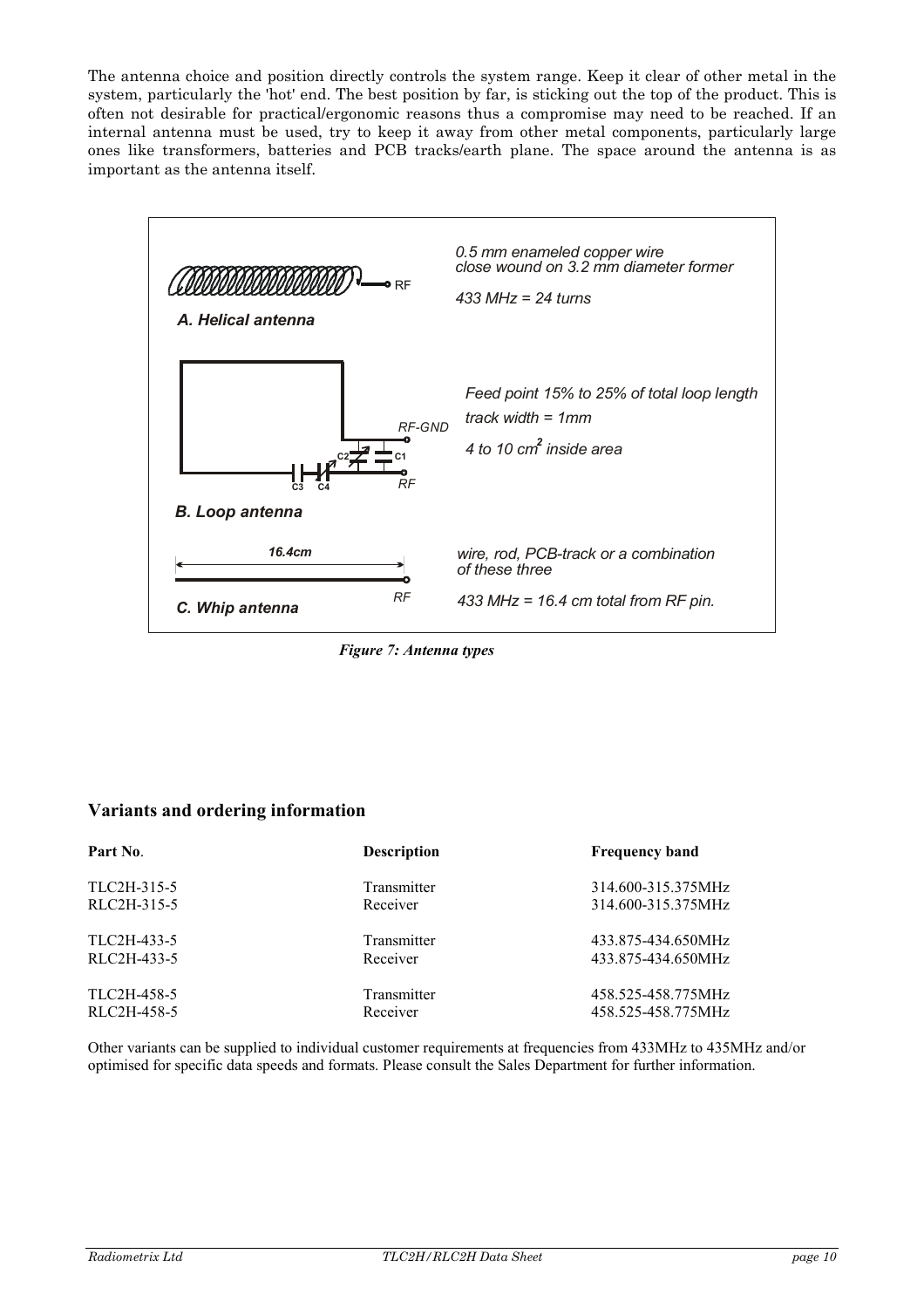The antenna choice and position directly controls the system range. Keep it clear of other metal in the system, particularly the 'hot' end. The best position by far, is sticking out the top of the product. This is often not desirable for practical/ergonomic reasons thus a compromise may need to be reached. If an internal antenna must be used, try to keep it away from other metal components, particularly large ones like transformers, batteries and PCB tracks/earth plane. The space around the antenna is as important as the antenna itself.

*A. Helical antenna*

*0.5 mm enameled copper wire close wound on 3.2 mm diameter former*

*433 MHz = 24 turns*

*B. Loop antenna*

*Feed point 15% to 25% of total loop length*

*track width = 1mm*

*4 to 10 cm² inside area*

*C. Whip antenna*

*16.4cm*

*wire, rod, PCB-track or a combination of these three*

*433 MHz = 16.4 cm total from RF pin.*

***Figure 7: Antenna types***

## Variants and ordering information

| Part No. | Description | Frequency band |
|---|---|---|
| TLC2H-315-5 | Transmitter | 314.600-315.375MHz |
| RLC2H-315-5 | Receiver | 314.600-315.375MHz |
| TLC2H-433-5 | Transmitter | 433.875-434.650MHz |
| RLC2H-433-5 | Receiver | 433.875-434.650MHz |
| TLC2H-458-5 | Transmitter | 458.525-458.775MHz |
| RLC2H-458-5 | Receiver | 458.525-458.775MHz |

Other variants can be supplied to individual customer requirements at frequencies from 433MHz to 435MHz and/or optimised for specific data speeds and formats. Please consult the Sales Department for further information.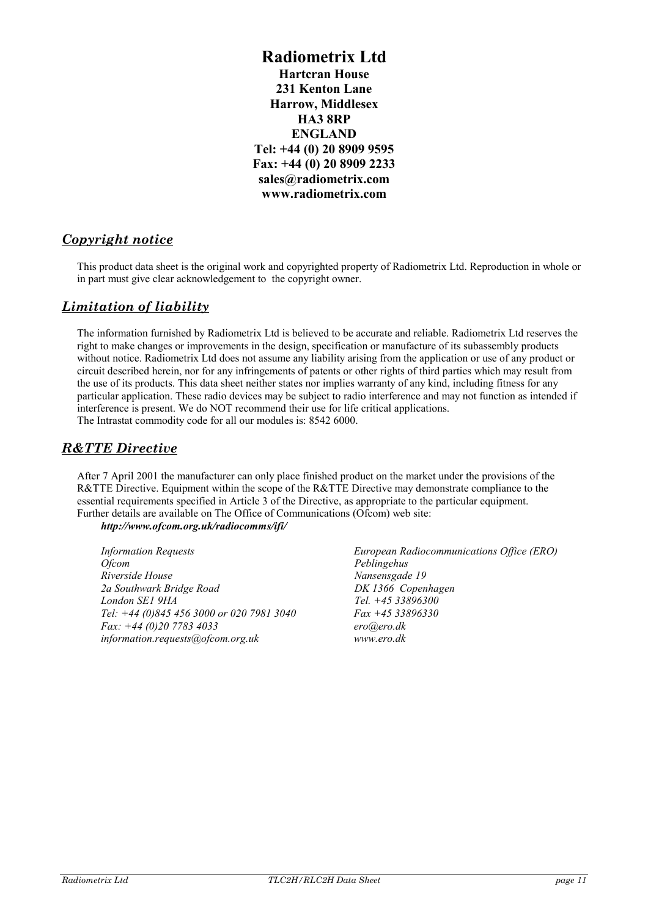# Radiometrix Ltd

**Hartcran House**
**231 Kenton Lane**
**Harrow, Middlesex**
**HA3 8RP**
**ENGLAND**
**Tel: +44 (0) 20 8909 9595**
**Fax: +44 (0) 20 8909 2233**
**sales@radiometrix.com**
**www.radiometrix.com**

## *Copyright notice*

This product data sheet is the original work and copyrighted property of Radiometrix Ltd. Reproduction in whole or in part must give clear acknowledgement to the copyright owner.

## *Limitation of liability*

The information furnished by Radiometrix Ltd is believed to be accurate and reliable. Radiometrix Ltd reserves the right to make changes or improvements in the design, specification or manufacture of its subassembly products without notice. Radiometrix Ltd does not assume any liability arising from the application or use of any product or circuit described herein, nor for any infringements of patents or other rights of third parties which may result from the use of its products. This data sheet neither states nor implies warranty of any kind, including fitness for any particular application. These radio devices may be subject to radio interference and may not function as intended if interference is present. We do NOT recommend their use for life critical applications.
The Intrastat commodity code for all our modules is: 8542 6000.

## *R&TTE Directive*

After 7 April 2001 the manufacturer can only place finished product on the market under the provisions of the R&TTE Directive. Equipment within the scope of the R&TTE Directive may demonstrate compliance to the essential requirements specified in Article 3 of the Directive, as appropriate to the particular equipment.
Further details are available on The Office of Communications (Ofcom) web site:
***http://www.ofcom.org.uk/radiocomms/ifi/***

*Information Requests*
*Ofcom*
*Riverside House*
*2a Southwark Bridge Road*
*London SE1 9HA*
*Tel: +44 (0)845 456 3000 or 020 7981 3040*
*Fax: +44 (0)20 7783 4033*
*information.requests@ofcom.org.uk*

*European Radiocommunications Office (ERO)*
*Peblingehus*
*Nansensgade 19*
*DK 1366 Copenhagen*
*Tel. +45 33896300*
*Fax +45 33896330*
*ero@ero.dk*
*www.ero.dk*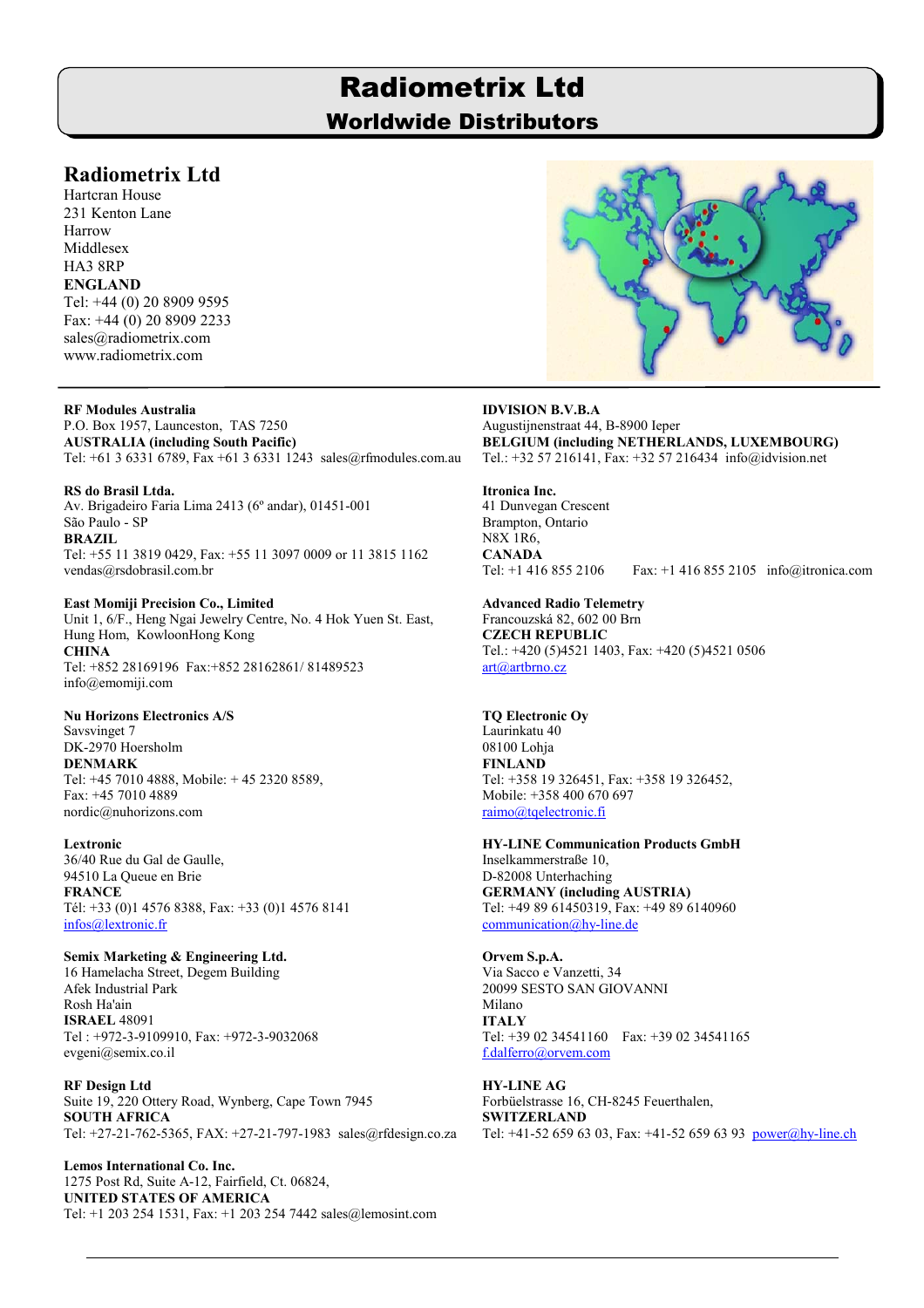# Radiometrix Ltd

## Worldwide Distributors

### Radiometrix Ltd

Hartcran House
231 Kenton Lane
Harrow
Middlesex
HA3 8RP
**ENGLAND**
Tel: +44 (0) 20 8909 9595
Fax: +44 (0) 20 8909 2233
sales@radiometrix.com
www.radiometrix.com

---

**RF Modules Australia**
P.O. Box 1957, Launceston, TAS 7250
**AUSTRALIA (including South Pacific)**
Tel: +61 3 6331 6789, Fax +61 3 6331 1243 sales@rfmodules.com.au

**RS do Brasil Ltda.**
Av. Brigadeiro Faria Lima 2413 (6º andar), 01451-001
São Paulo - SP
**BRAZIL**
Tel: +55 11 3819 0429, Fax: +55 11 3097 0009 or 11 3815 1162
vendas@rsdobrasil.com.br

**East Momiji Precision Co., Limited**
Unit 1, 6/F., Heng Ngai Jewelry Centre, No. 4 Hok Yuen St. East,
Hung Hom, KowloonHong Kong
**CHINA**
Tel: +852 28169196 Fax:+852 28162861/ 81489523
info@emomiji.com

**Nu Horizons Electronics A/S**
Savsvinget 7
DK-2970 Hoersholm
**DENMARK**
Tel: +45 7010 4888, Mobile: + 45 2320 8589,
Fax: +45 7010 4889
nordic@nuhorizons.com

**Lextronic**
36/40 Rue du Gal de Gaulle,
94510 La Queue en Brie
**FRANCE**
Tél: +33 (0)1 4576 8388, Fax: +33 (0)1 4576 8141
infos@lextronic.fr

**Semix Marketing & Engineering Ltd.**
16 Hamelacha Street, Degem Building
Afek Industrial Park
Rosh Ha'ain
**ISRAEL** 48091
Tel : +972-3-9109910, Fax: +972-3-9032068
evgeni@semix.co.il

**RF Design Ltd**
Suite 19, 220 Ottery Road, Wynberg, Cape Town 7945
**SOUTH AFRICA**
Tel: +27-21-762-5365, FAX: +27-21-797-1983 sales@rfdesign.co.za

**Lemos International Co. Inc.**
1275 Post Rd, Suite A-12, Fairfield, Ct. 06824,
**UNITED STATES OF AMERICA**
Tel: +1 203 254 1531, Fax: +1 203 254 7442 sales@lemosint.com

**IDVISION B.V.B.A**
Augustijnenstraat 44, B-8900 Ieper
**BELGIUM (including NETHERLANDS, LUXEMBOURG)**
Tel.: +32 57 216141, Fax: +32 57 216434 info@idvision.net

**Itronica Inc.**
41 Dunvegan Crescent
Brampton, Ontario
N8X 1R6,
**CANADA**
Tel: +1 416 855 2106 Fax: +1 416 855 2105 info@itronica.com

**Advanced Radio Telemetry**
Francouzská 82, 602 00 Brn
**CZECH REPUBLIC**
Tel.: +420 (5)4521 1403, Fax: +420 (5)4521 0506
art@artbrno.cz

**TQ Electronic Oy**
Laurinkatu 40
08100 Lohja
**FINLAND**
Tel: +358 19 326451, Fax: +358 19 326452,
Mobile: +358 400 670 697
raimo@tqelectronic.fi

**HY-LINE Communication Products GmbH**
Inselkammerstraße 10,
D-82008 Unterhaching
**GERMANY (including AUSTRIA)**
Tel: +49 89 61450319, Fax: +49 89 6140960
communication@hy-line.de

**Orvem S.p.A.**
Via Sacco e Vanzetti, 34
20099 SESTO SAN GIOVANNI
Milano
**ITALY**
Tel: +39 02 34541160 Fax: +39 02 34541165
f.dalferro@orvem.com

**HY-LINE AG**
Forbüelstrasse 16, CH-8245 Feuerthalen,
**SWITZERLAND**
Tel: +41-52 659 63 03, Fax: +41-52 659 63 93 power@hy-line.ch